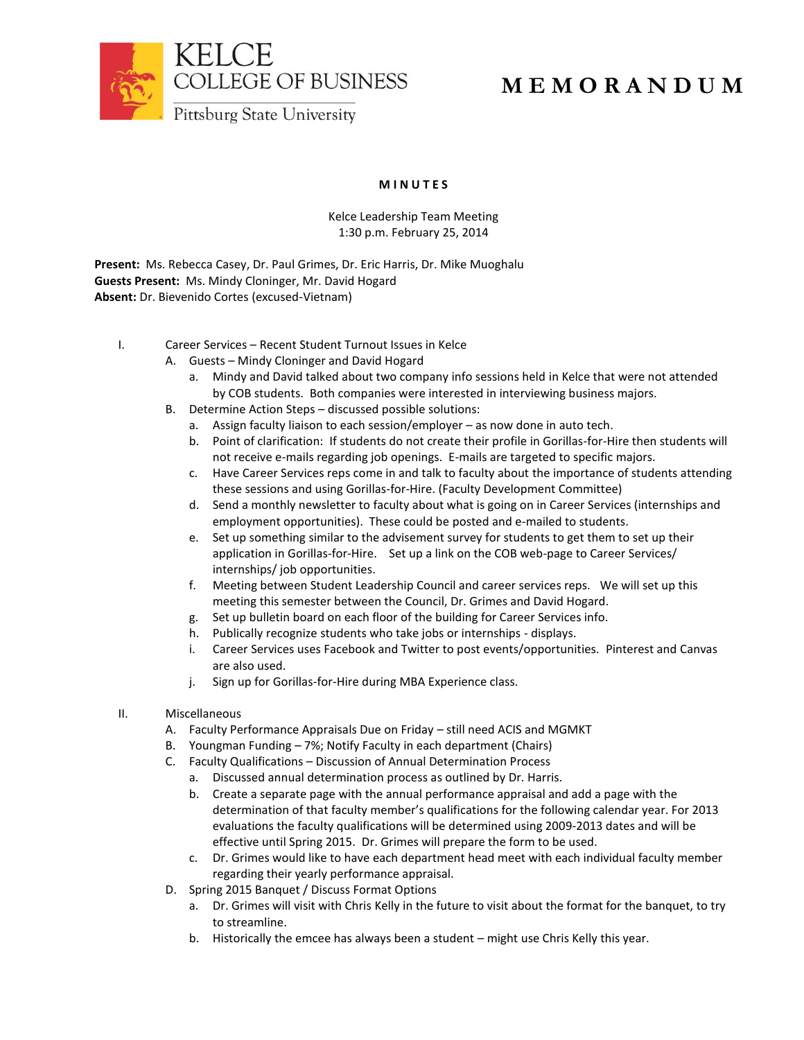KELCE COLLEGE OF BUSINESS
Pittsburg State University

# MEMORANDUM

## MINUTES

Kelce Leadership Team Meeting
1:30 p.m. February 25, 2014

**Present:** Ms. Rebecca Casey, Dr. Paul Grimes, Dr. Eric Harris, Dr. Mike Muoghalu
**Guests Present:** Ms. Mindy Cloninger, Mr. David Hogard
**Absent:** Dr. Bievenido Cortes (excused-Vietnam)

I. Career Services – Recent Student Turnout Issues in Kelce
   A. Guests – Mindy Cloninger and David Hogard
      a. Mindy and David talked about two company info sessions held in Kelce that were not attended by COB students. Both companies were interested in interviewing business majors.
   B. Determine Action Steps – discussed possible solutions:
      a. Assign faculty liaison to each session/employer – as now done in auto tech.
      b. Point of clarification: If students do not create their profile in Gorillas-for-Hire then students will not receive e-mails regarding job openings. E-mails are targeted to specific majors.
      c. Have Career Services reps come in and talk to faculty about the importance of students attending these sessions and using Gorillas-for-Hire. (Faculty Development Committee)
      d. Send a monthly newsletter to faculty about what is going on in Career Services (internships and employment opportunities). These could be posted and e-mailed to students.
      e. Set up something similar to the advisement survey for students to get them to set up their application in Gorillas-for-Hire. Set up a link on the COB web-page to Career Services/ internships/ job opportunities.
      f. Meeting between Student Leadership Council and career services reps. We will set up this meeting this semester between the Council, Dr. Grimes and David Hogard.
      g. Set up bulletin board on each floor of the building for Career Services info.
      h. Publically recognize students who take jobs or internships - displays.
      i. Career Services uses Facebook and Twitter to post events/opportunities. Pinterest and Canvas are also used.
      j. Sign up for Gorillas-for-Hire during MBA Experience class.

II. Miscellaneous
   A. Faculty Performance Appraisals Due on Friday – still need ACIS and MGMKT
   B. Youngman Funding – 7%; Notify Faculty in each department (Chairs)
   C. Faculty Qualifications – Discussion of Annual Determination Process
      a. Discussed annual determination process as outlined by Dr. Harris.
      b. Create a separate page with the annual performance appraisal and add a page with the determination of that faculty member's qualifications for the following calendar year. For 2013 evaluations the faculty qualifications will be determined using 2009-2013 dates and will be effective until Spring 2015. Dr. Grimes will prepare the form to be used.
      c. Dr. Grimes would like to have each department head meet with each individual faculty member regarding their yearly performance appraisal.
   D. Spring 2015 Banquet / Discuss Format Options
      a. Dr. Grimes will visit with Chris Kelly in the future to visit about the format for the banquet, to try to streamline.
      b. Historically the emcee has always been a student – might use Chris Kelly this year.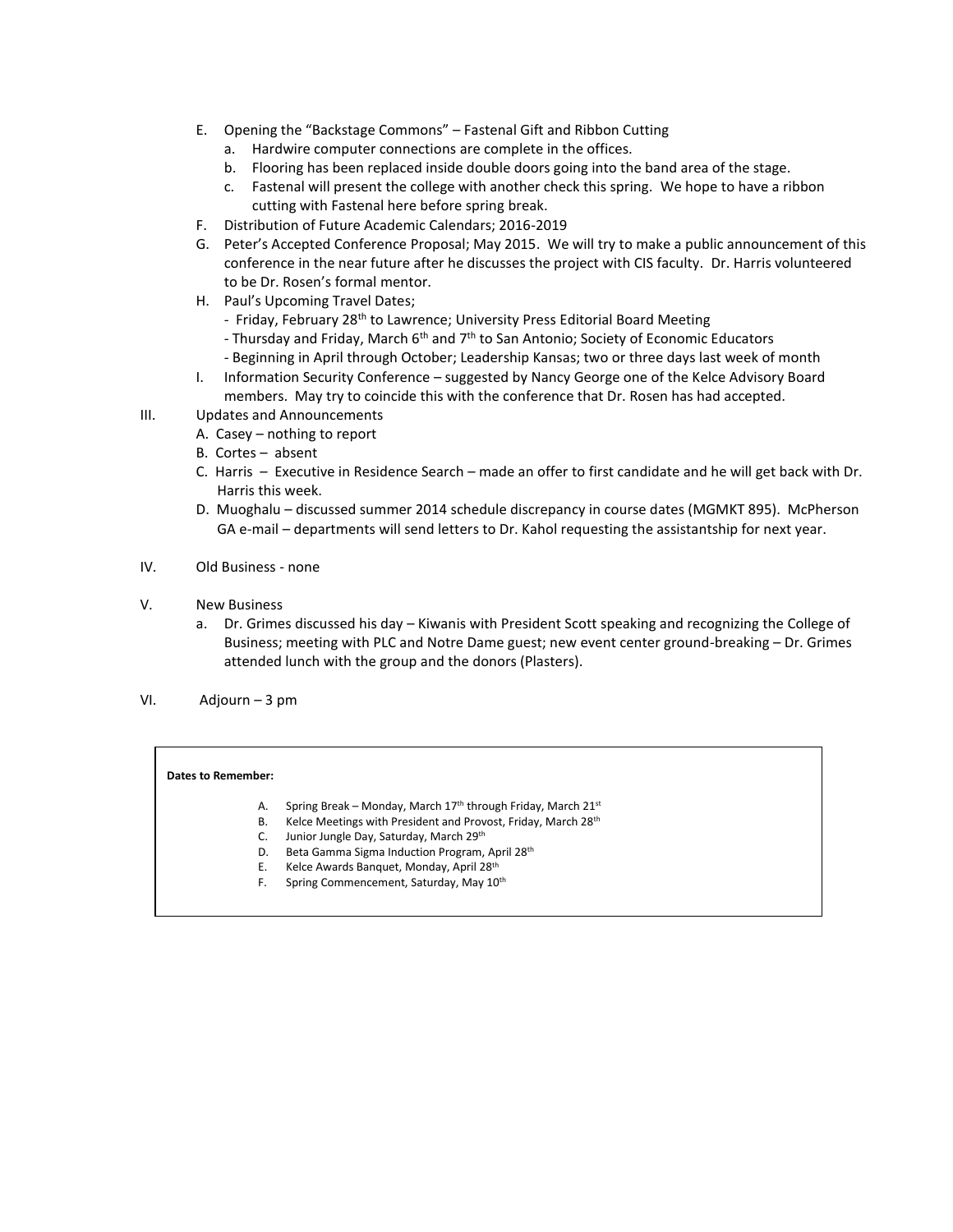E. Opening the "Backstage Commons" – Fastenal Gift and Ribbon Cutting
   a. Hardwire computer connections are complete in the offices.
   b. Flooring has been replaced inside double doors going into the band area of the stage.
   c. Fastenal will present the college with another check this spring. We hope to have a ribbon cutting with Fastenal here before spring break.
F. Distribution of Future Academic Calendars; 2016-2019
G. Peter's Accepted Conference Proposal; May 2015. We will try to make a public announcement of this conference in the near future after he discusses the project with CIS faculty. Dr. Harris volunteered to be Dr. Rosen's formal mentor.
H. Paul's Upcoming Travel Dates;
   - Friday, February 28th to Lawrence; University Press Editorial Board Meeting
   - Thursday and Friday, March 6th and 7th to San Antonio; Society of Economic Educators
   - Beginning in April through October; Leadership Kansas; two or three days last week of month
I. Information Security Conference – suggested by Nancy George one of the Kelce Advisory Board members. May try to coincide this with the conference that Dr. Rosen has had accepted.

III. Updates and Announcements
   A. Casey – nothing to report
   B. Cortes – absent
   C. Harris – Executive in Residence Search – made an offer to first candidate and he will get back with Dr. Harris this week.
   D. Muoghalu – discussed summer 2014 schedule discrepancy in course dates (MGMKT 895). McPherson GA e-mail – departments will send letters to Dr. Kahol requesting the assistantship for next year.

IV. Old Business - none

V. New Business
   a. Dr. Grimes discussed his day – Kiwanis with President Scott speaking and recognizing the College of Business; meeting with PLC and Notre Dame guest; new event center ground-breaking – Dr. Grimes attended lunch with the group and the donors (Plasters).

VI. Adjourn – 3 pm

**Dates to Remember:**

A. Spring Break – Monday, March 17th through Friday, March 21st
B. Kelce Meetings with President and Provost, Friday, March 28th
C. Junior Jungle Day, Saturday, March 29th
D. Beta Gamma Sigma Induction Program, April 28th
E. Kelce Awards Banquet, Monday, April 28th
F. Spring Commencement, Saturday, May 10th